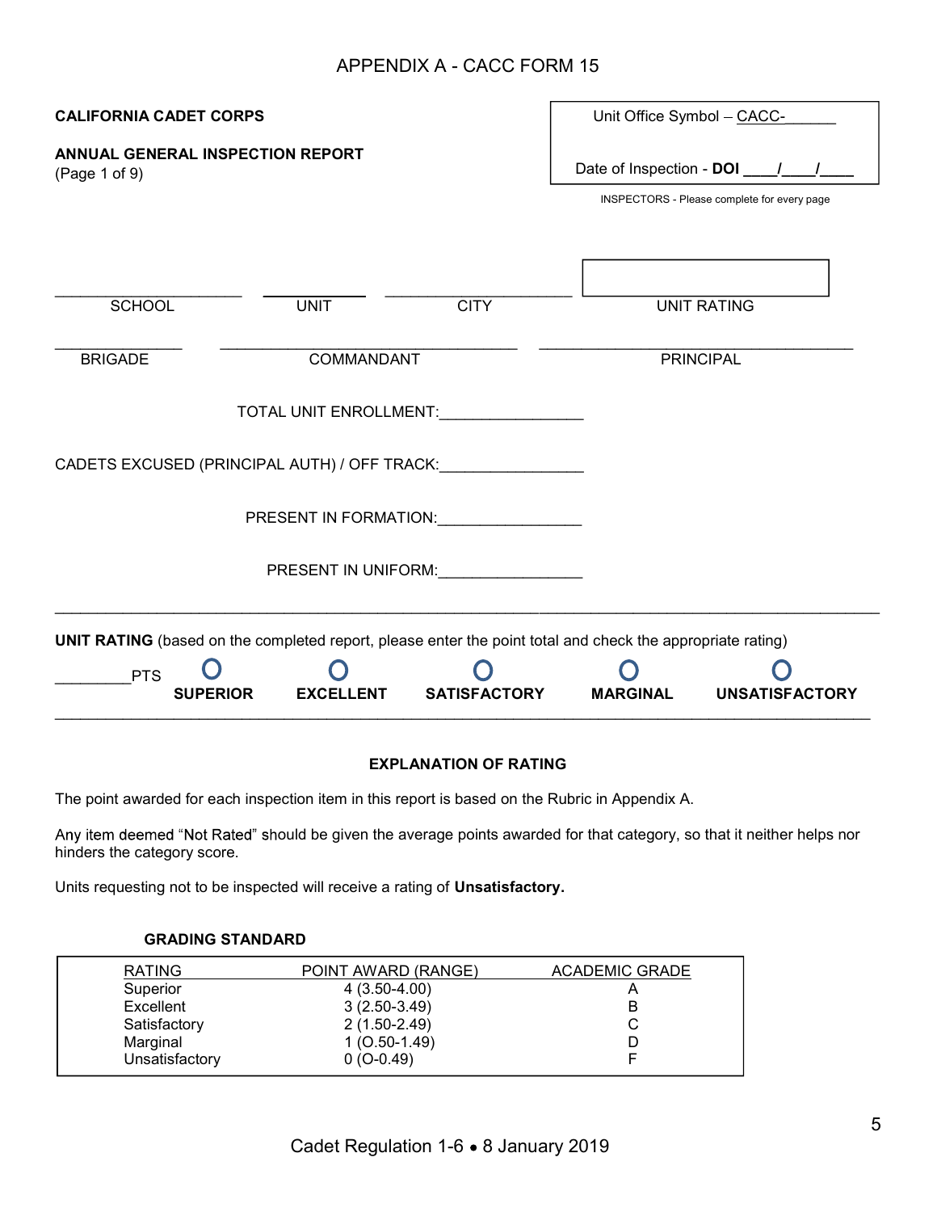## APPENDIX A - CACC FORM 15

**CALIFORNIA CADET CORPS**

**ANNUAL GENERAL INSPECTION REPORT**
(Page 1 of 9)

Unit Office Symbol – CACC-______

Date of Inspection - **DOI** ____/____/____

INSPECTORS - Please complete for every page

____________________ SCHOOL ____________ UNIT ____________________ CITY ____________________ UNIT RATING

______________ BRIGADE ________________________________ COMMANDANT ________________________________ PRINCIPAL

TOTAL UNIT ENROLLMENT:________________

CADETS EXCUSED (PRINCIPAL AUTH) / OFF TRACK:________________

PRESENT IN FORMATION:________________

PRESENT IN UNIFORM:________________

---

**UNIT RATING** (based on the completed report, please enter the point total and check the appropriate rating)

________PTS ○ **SUPERIOR** ○ **EXCELLENT** ○ **SATISFACTORY** ○ **MARGINAL** ○ **UNSATISFACTORY**

---

### EXPLANATION OF RATING

The point awarded for each inspection item in this report is based on the Rubric in Appendix A.

Any item deemed "Not Rated" should be given the average points awarded for that category, so that it neither helps nor hinders the category score.

Units requesting not to be inspected will receive a rating of **Unsatisfactory.**

**GRADING STANDARD**

| RATING | POINT AWARD (RANGE) | ACADEMIC GRADE |
|---|---|---|
| Superior | 4 (3.50-4.00) | A |
| Excellent | 3 (2.50-3.49) | B |
| Satisfactory | 2 (1.50-2.49) | C |
| Marginal | 1 (O.50-1.49) | D |
| Unsatisfactory | 0 (O-0.49) | F |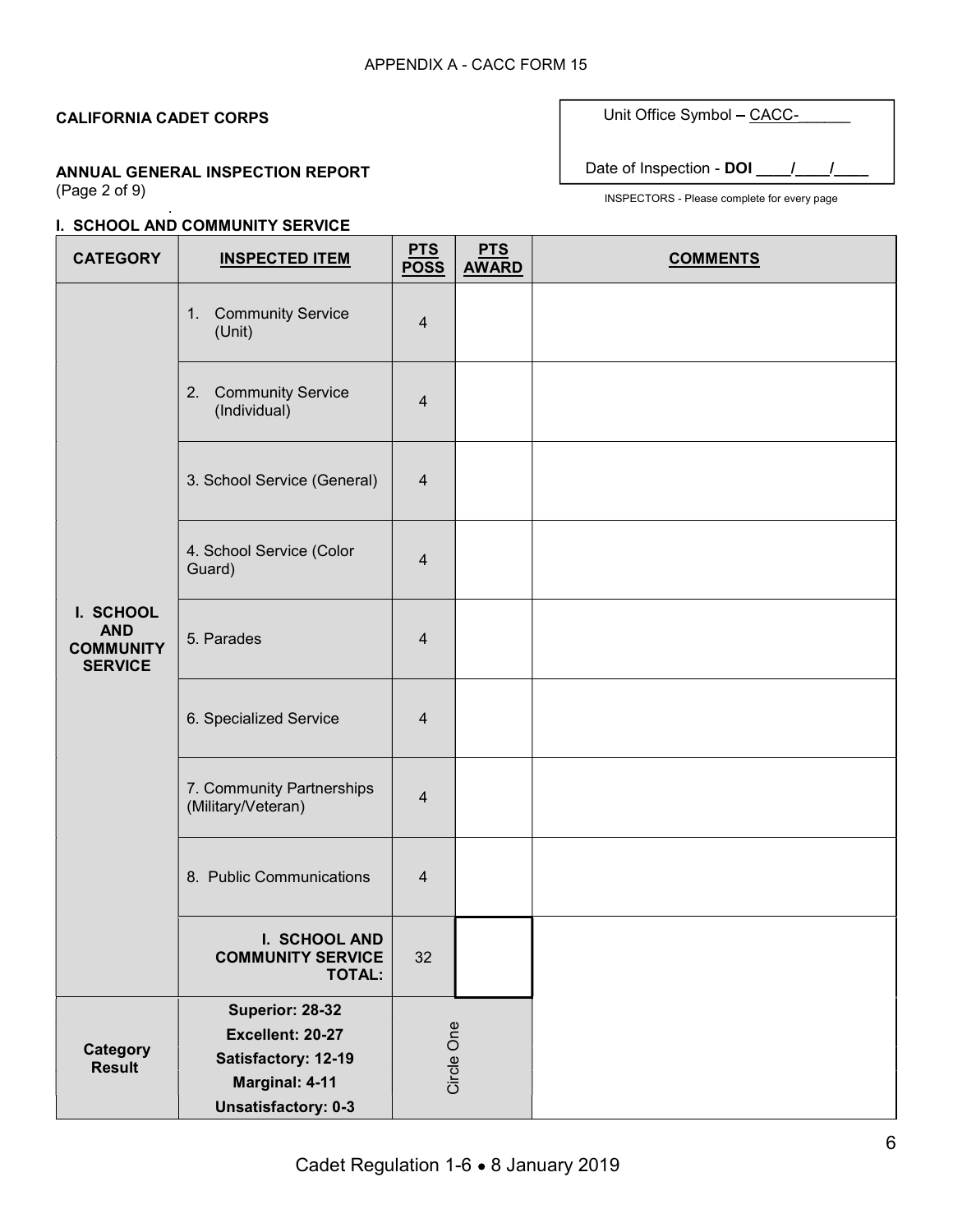APPENDIX A - CACC FORM 15

**CALIFORNIA CADET CORPS**

**ANNUAL GENERAL INSPECTION REPORT**
(Page 2 of 9)

Unit Office Symbol – CACC-______

Date of Inspection - **DOI ____/____/____**

INSPECTORS - Please complete for every page

**I. SCHOOL AND COMMUNITY SERVICE**

| CATEGORY | INSPECTED ITEM | PTS POSS | PTS AWARD | COMMENTS |
|---|---|---|---|---|
| I. SCHOOL AND COMMUNITY SERVICE | 1. Community Service (Unit) | 4 | | |
| | 2. Community Service (Individual) | 4 | | |
| | 3. School Service (General) | 4 | | |
| | 4. School Service (Color Guard) | 4 | | |
| | 5. Parades | 4 | | |
| | 6. Specialized Service | 4 | | |
| | 7. Community Partnerships (Military/Veteran) | 4 | | |
| | 8. Public Communications | 4 | | |
| | **I. SCHOOL AND COMMUNITY SERVICE TOTAL:** | 32 | | |
| **Category Result** | **Superior: 28-32**<br>**Excellent: 20-27**<br>**Satisfactory: 12-19**<br>**Marginal: 4-11**<br>**Unsatisfactory: 0-3** | Circle One | | |

Cadet Regulation 1-6 • 8 January 2019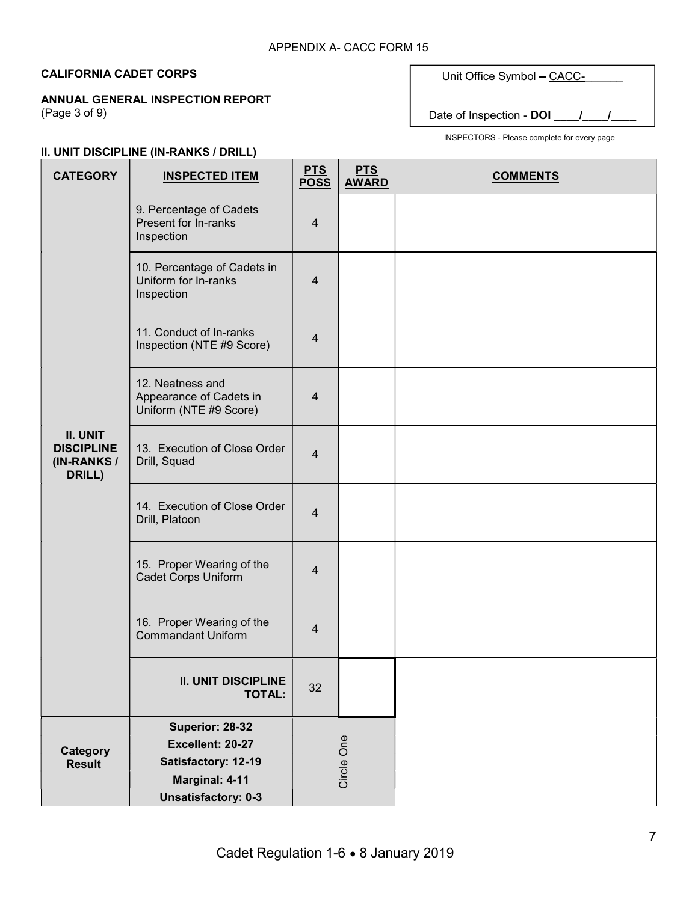APPENDIX A- CACC FORM 15

**CALIFORNIA CADET CORPS**

**ANNUAL GENERAL INSPECTION REPORT**
(Page 3 of 9)

Unit Office Symbol – CACC-______

Date of Inspection - **DOI** ____/____/____

INSPECTORS - Please complete for every page

**II. UNIT DISCIPLINE (IN-RANKS / DRILL)**

| CATEGORY | INSPECTED ITEM | PTS POSS | PTS AWARD | COMMENTS |
|---|---|---|---|---|
| **II. UNIT DISCIPLINE (IN-RANKS / DRILL)** | 9. Percentage of Cadets Present for In-ranks Inspection | 4 | | |
| | 10. Percentage of Cadets in Uniform for In-ranks Inspection | 4 | | |
| | 11. Conduct of In-ranks Inspection (NTE #9 Score) | 4 | | |
| | 12. Neatness and Appearance of Cadets in Uniform (NTE #9 Score) | 4 | | |
| | 13. Execution of Close Order Drill, Squad | 4 | | |
| | 14. Execution of Close Order Drill, Platoon | 4 | | |
| | 15. Proper Wearing of the Cadet Corps Uniform | 4 | | |
| | 16. Proper Wearing of the Commandant Uniform | 4 | | |
| | **II. UNIT DISCIPLINE TOTAL:** | 32 | | |
| **Category Result** | **Superior: 28-32**<br>**Excellent: 20-27**<br>**Satisfactory: 12-19**<br>**Marginal: 4-11**<br>**Unsatisfactory: 0-3** | Circle One | | |

Cadet Regulation 1-6 • 8 January 2019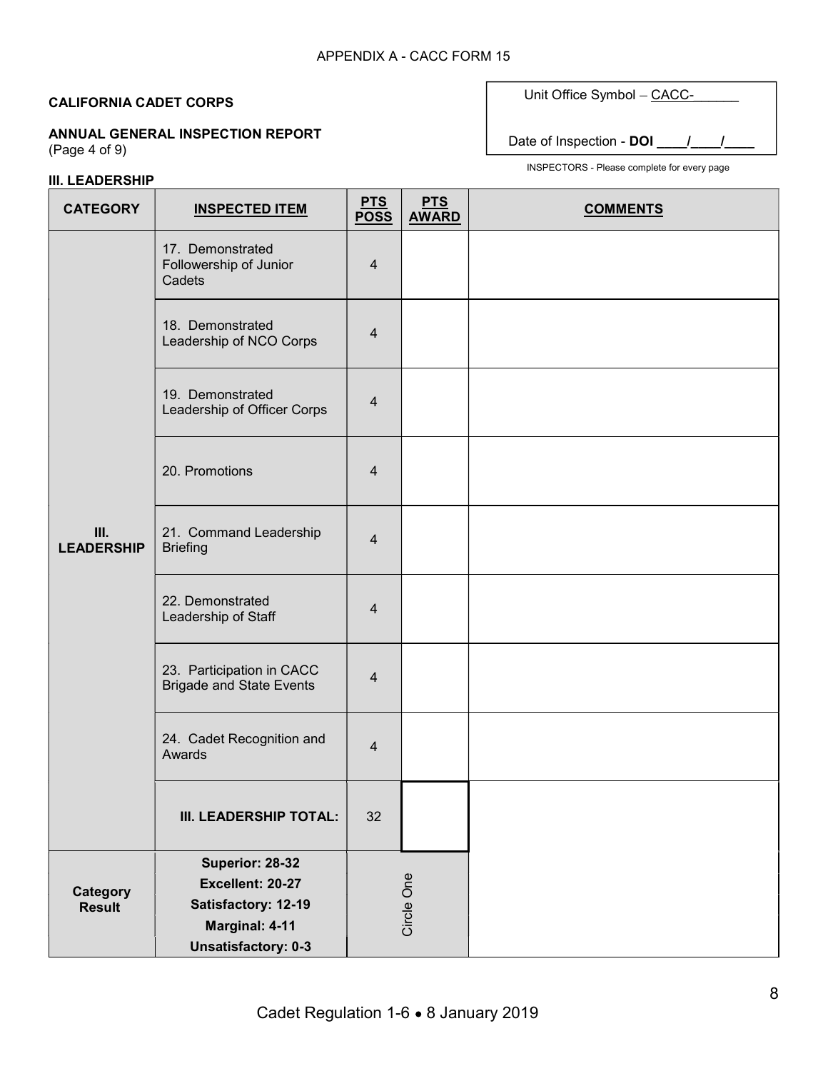APPENDIX A - CACC FORM 15

**CALIFORNIA CADET CORPS**

**ANNUAL GENERAL INSPECTION REPORT**
(Page 4 of 9)

Unit Office Symbol – CACC-______

Date of Inspection - **DOI \_\_\_\_/\_\_\_\_/\_\_\_\_**

INSPECTORS - Please complete for every page

**III. LEADERSHIP**

| CATEGORY | INSPECTED ITEM | PTS POSS | PTS AWARD | COMMENTS |
|---|---|---|---|---|
| III. LEADERSHIP | 17. Demonstrated Followership of Junior Cadets | 4 | | |
| | 18. Demonstrated Leadership of NCO Corps | 4 | | |
| | 19. Demonstrated Leadership of Officer Corps | 4 | | |
| | 20. Promotions | 4 | | |
| | 21. Command Leadership Briefing | 4 | | |
| | 22. Demonstrated Leadership of Staff | 4 | | |
| | 23. Participation in CACC Brigade and State Events | 4 | | |
| | 24. Cadet Recognition and Awards | 4 | | |
| | **III. LEADERSHIP TOTAL:** | 32 | | |
| **Category Result** | **Superior: 28-32**<br>**Excellent: 20-27**<br>**Satisfactory: 12-19**<br>**Marginal: 4-11**<br>**Unsatisfactory: 0-3** | Circle One | | |

Cadet Regulation 1-6 • 8 January 2019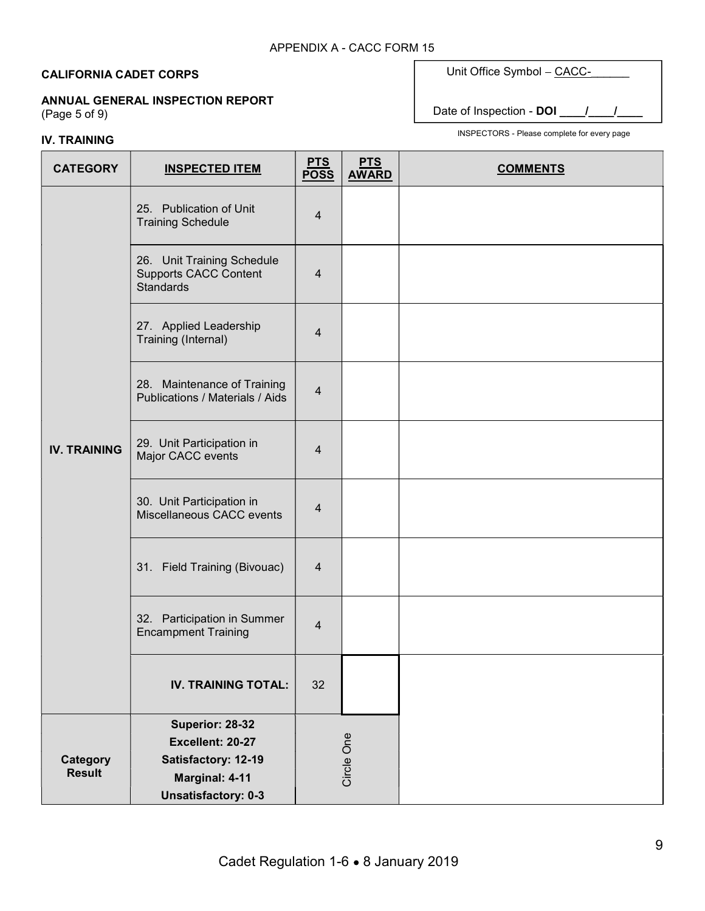APPENDIX A - CACC FORM 15

**CALIFORNIA CADET CORPS**

**ANNUAL GENERAL INSPECTION REPORT**
(Page 5 of 9)

Unit Office Symbol – CACC-______

Date of Inspection - **DOI** ____/____/____

INSPECTORS - Please complete for every page

**IV. TRAINING**

| CATEGORY | INSPECTED ITEM | PTS POSS | PTS AWARD | COMMENTS |
|---|---|---|---|---|
| IV. TRAINING | 25. Publication of Unit Training Schedule | 4 | | |
| | 26. Unit Training Schedule Supports CACC Content Standards | 4 | | |
| | 27. Applied Leadership Training (Internal) | 4 | | |
| | 28. Maintenance of Training Publications / Materials / Aids | 4 | | |
| | 29. Unit Participation in Major CACC events | 4 | | |
| | 30. Unit Participation in Miscellaneous CACC events | 4 | | |
| | 31. Field Training (Bivouac) | 4 | | |
| | 32. Participation in Summer Encampment Training | 4 | | |
| | **IV. TRAINING TOTAL:** | 32 | | |
| **Category Result** | **Superior: 28-32**<br>**Excellent: 20-27**<br>**Satisfactory: 12-19**<br>**Marginal: 4-11**<br>**Unsatisfactory: 0-3** | Circle One | | |

Cadet Regulation 1-6 • 8 January 2019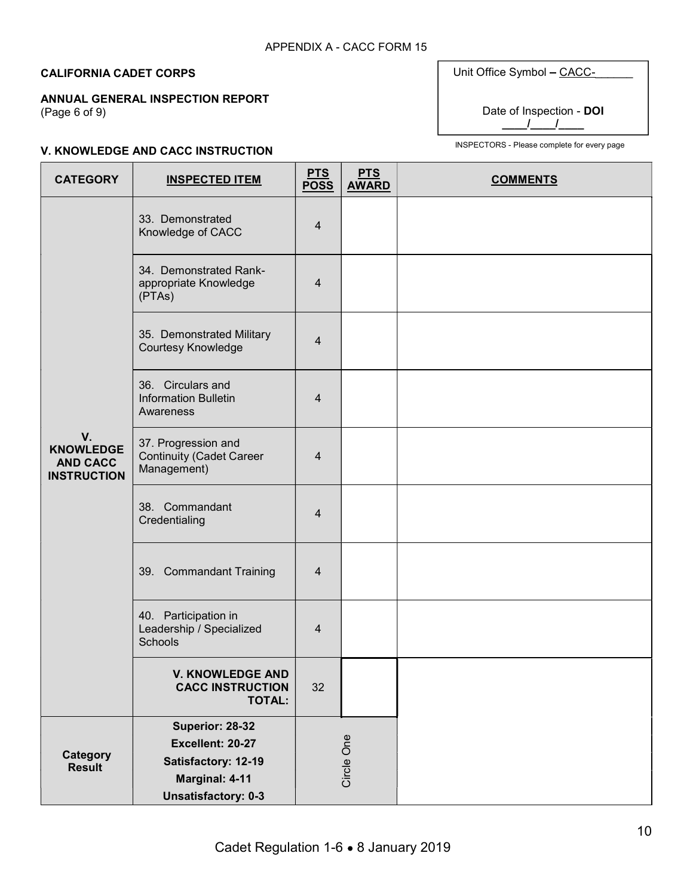APPENDIX A - CACC FORM 15

**CALIFORNIA CADET CORPS**

**ANNUAL GENERAL INSPECTION REPORT**
(Page 6 of 9)

Unit Office Symbol – CACC-______

Date of Inspection - **DOI** ____/____/____

INSPECTORS - Please complete for every page

### V. KNOWLEDGE AND CACC INSTRUCTION

| CATEGORY | INSPECTED ITEM | PTS POSS | PTS AWARD | COMMENTS |
|---|---|---|---|---|
| **V. KNOWLEDGE AND CACC INSTRUCTION** | 33. Demonstrated Knowledge of CACC | 4 | | |
| | 34. Demonstrated Rank-appropriate Knowledge (PTAs) | 4 | | |
| | 35. Demonstrated Military Courtesy Knowledge | 4 | | |
| | 36. Circulars and Information Bulletin Awareness | 4 | | |
| | 37. Progression and Continuity (Cadet Career Management) | 4 | | |
| | 38. Commandant Credentialing | 4 | | |
| | 39. Commandant Training | 4 | | |
| | 40. Participation in Leadership / Specialized Schools | 4 | | |
| | **V. KNOWLEDGE AND CACC INSTRUCTION TOTAL:** | 32 | | |
| **Category Result** | **Superior: 28-32**<br>**Excellent: 20-27**<br>**Satisfactory: 12-19**<br>**Marginal: 4-11**<br>**Unsatisfactory: 0-3** | Circle One | | |

Cadet Regulation 1-6 • 8 January 2019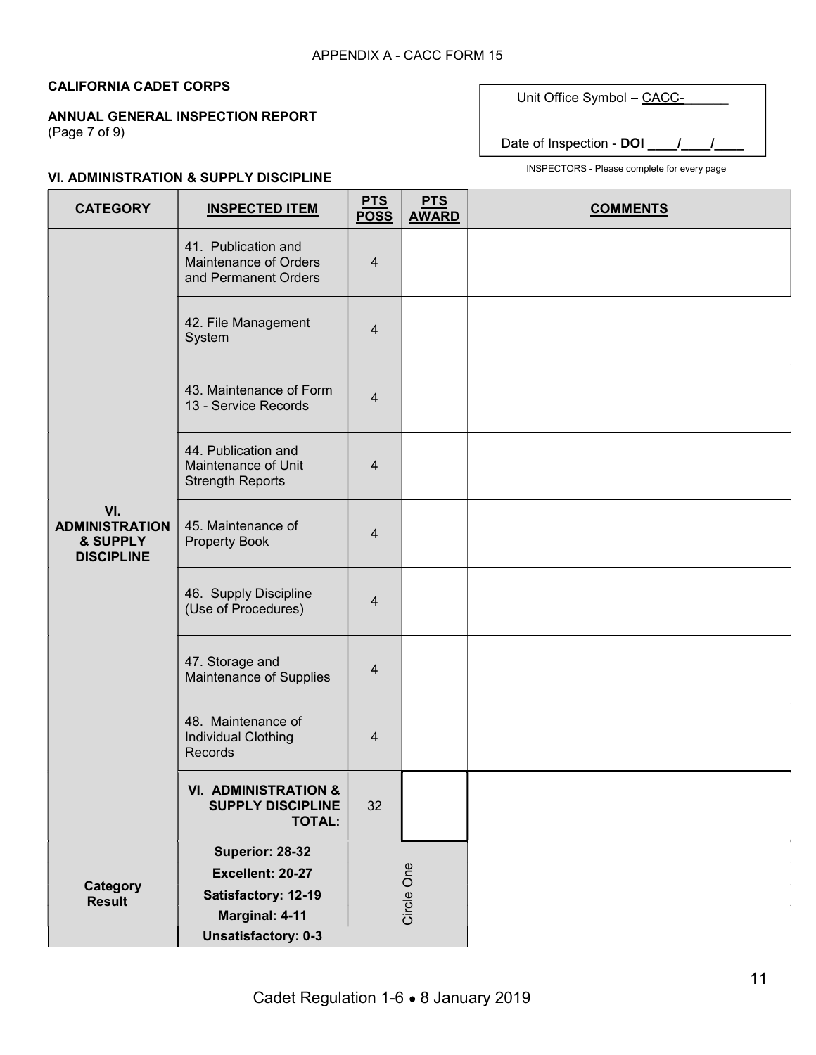APPENDIX A - CACC FORM 15

**CALIFORNIA CADET CORPS**

**ANNUAL GENERAL INSPECTION REPORT**
(Page 7 of 9)

Unit Office Symbol – CACC-______

Date of Inspection - **DOI ____/____/____**

INSPECTORS - Please complete for every page

### VI. ADMINISTRATION & SUPPLY DISCIPLINE

| CATEGORY | INSPECTED ITEM | PTS POSS | PTS AWARD | COMMENTS |
|---|---|---|---|---|
| **VI. ADMINISTRATION & SUPPLY DISCIPLINE** | 41. Publication and Maintenance of Orders and Permanent Orders | 4 | | |
| | 42. File Management System | 4 | | |
| | 43. Maintenance of Form 13 - Service Records | 4 | | |
| | 44. Publication and Maintenance of Unit Strength Reports | 4 | | |
| | 45. Maintenance of Property Book | 4 | | |
| | 46. Supply Discipline (Use of Procedures) | 4 | | |
| | 47. Storage and Maintenance of Supplies | 4 | | |
| | 48. Maintenance of Individual Clothing Records | 4 | | |
| | **VI. ADMINISTRATION & SUPPLY DISCIPLINE TOTAL:** | 32 | | |
| **Category Result** | **Superior: 28-32**<br>**Excellent: 20-27**<br>**Satisfactory: 12-19**<br>**Marginal: 4-11**<br>**Unsatisfactory: 0-3** | Circle One | | |

Cadet Regulation 1-6 • 8 January 2019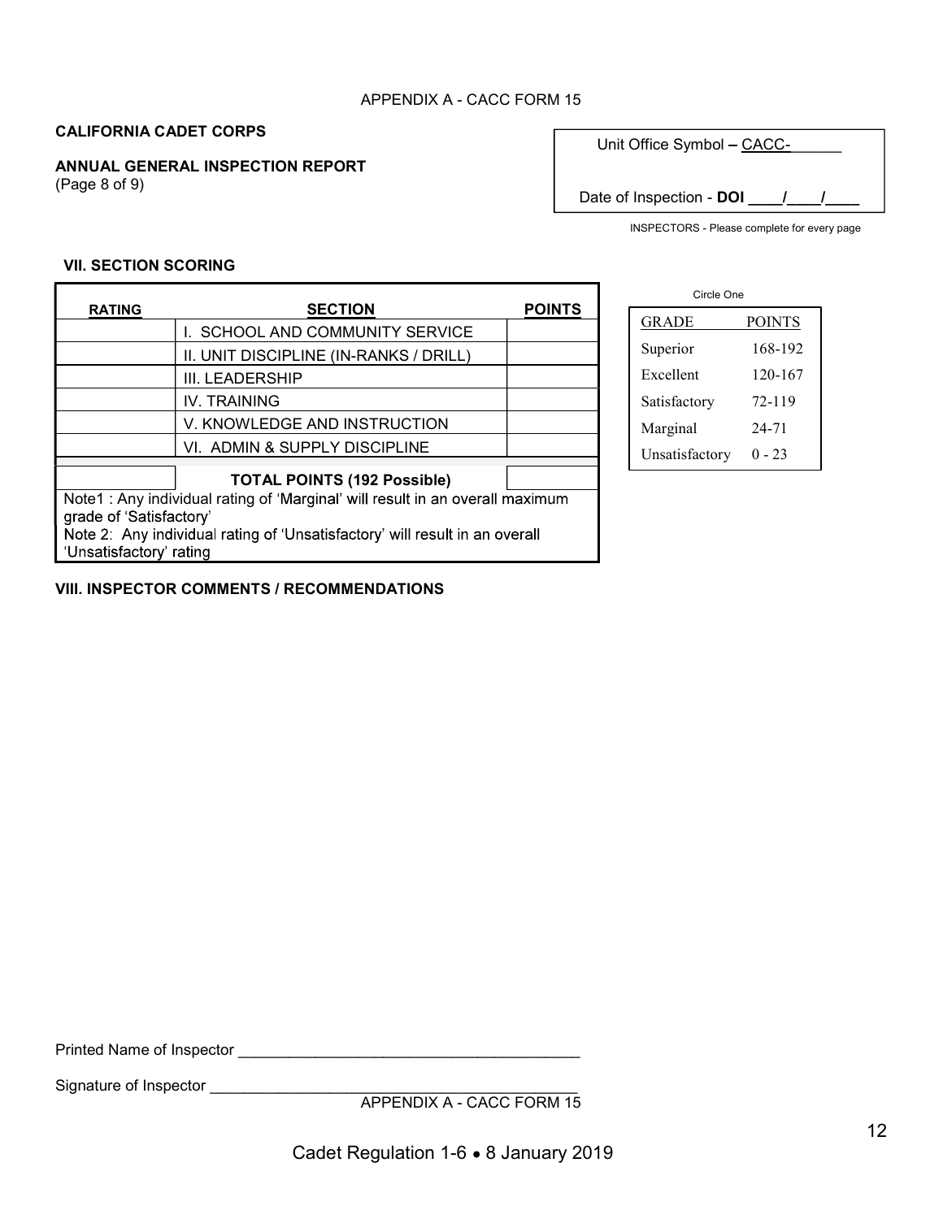APPENDIX A - CACC FORM 15

**CALIFORNIA CADET CORPS**

**ANNUAL GENERAL INSPECTION REPORT**
(Page 8 of 9)

Unit Office Symbol – CACC-______

Date of Inspection - **DOI** ____/____/____

INSPECTORS - Please complete for every page

**VII. SECTION SCORING**

| RATING | SECTION | POINTS |
|---|---|---|
| | I. SCHOOL AND COMMUNITY SERVICE | |
| | II. UNIT DISCIPLINE (IN-RANKS / DRILL) | |
| | III. LEADERSHIP | |
| | IV. TRAINING | |
| | V. KNOWLEDGE AND INSTRUCTION | |
| | VI. ADMIN & SUPPLY DISCIPLINE | |
| | **TOTAL POINTS (192 Possible)** | |

Note1 : Any individual rating of 'Marginal' will result in an overall maximum grade of 'Satisfactory'
Note 2: Any individual rating of 'Unsatisfactory' will result in an overall 'Unsatisfactory' rating

Circle One

| GRADE | POINTS |
|---|---|
| Superior | 168-192 |
| Excellent | 120-167 |
| Satisfactory | 72-119 |
| Marginal | 24-71 |
| Unsatisfactory | 0 - 23 |

**VIII. INSPECTOR COMMENTS / RECOMMENDATIONS**

Printed Name of Inspector ________________________________________

Signature of Inspector ____________________________________________

APPENDIX A - CACC FORM 15

Cadet Regulation 1-6 • 8 January 2019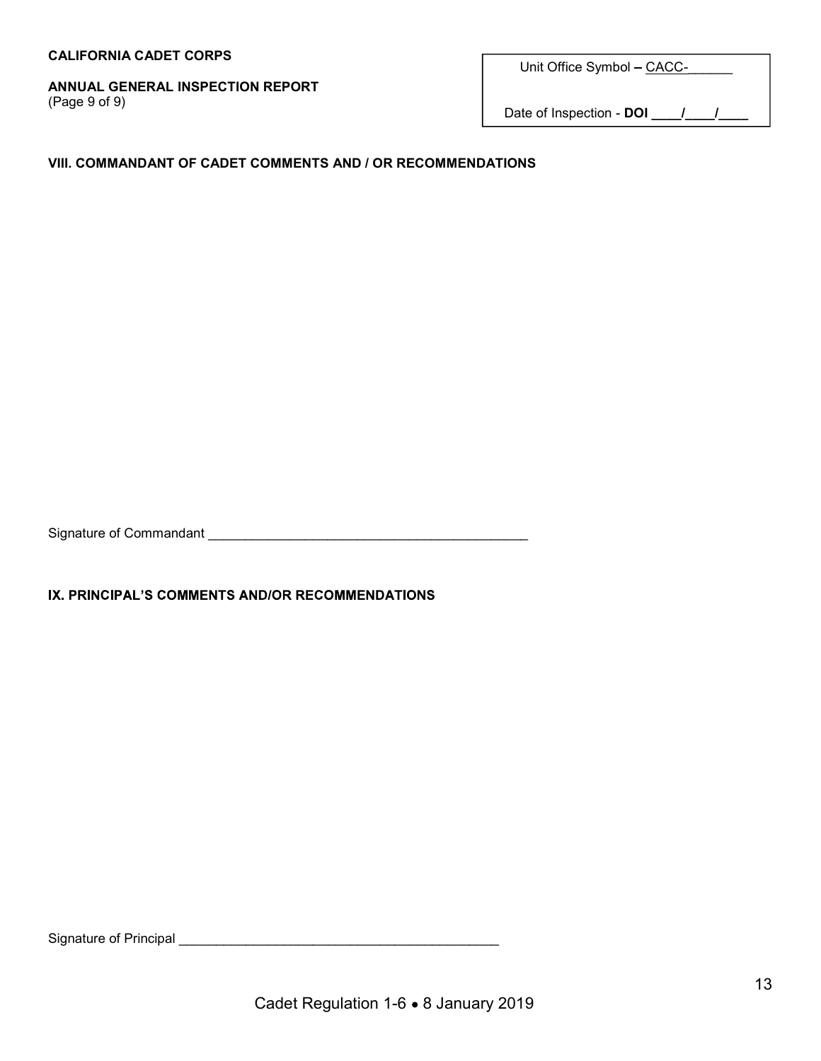**CALIFORNIA CADET CORPS**

**ANNUAL GENERAL INSPECTION REPORT**
(Page 9 of 9)

Unit Office Symbol – CACC-______

Date of Inspection - **DOI ____/____/____**

## VIII. COMMANDANT OF CADET COMMENTS AND / OR RECOMMENDATIONS

Signature of Commandant ___________________________________________

## IX. PRINCIPAL'S COMMENTS AND/OR RECOMMENDATIONS

Signature of Principal ___________________________________________